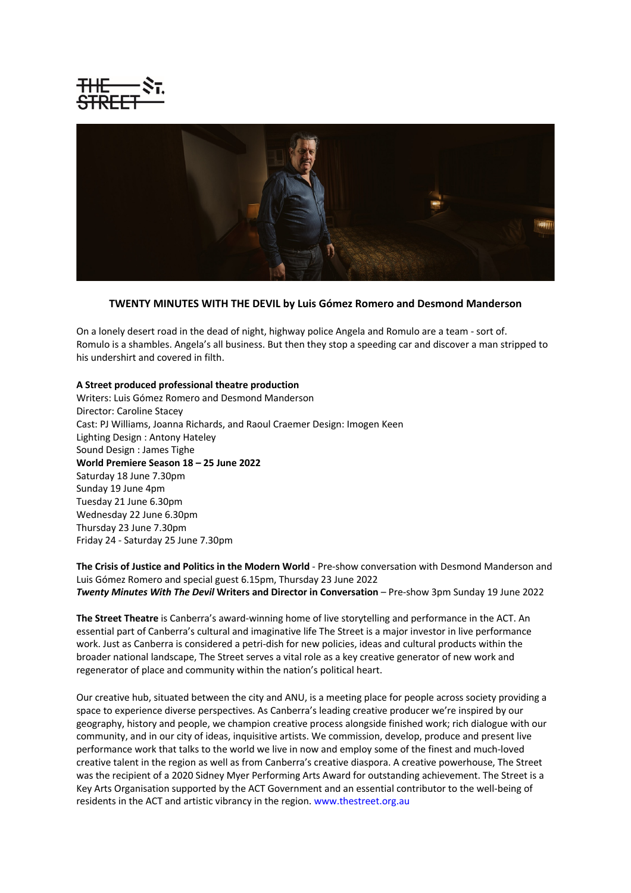**TWENTY MINUTES WITH THE DEVIL by Luis Gómez Romero and Desmond Manderson**

On a lonely desert road in the dead of night, highway police Angela and Romulo are a team - sort of. Romulo is a shambles. Angela's all business. But then they stop a speeding car and discover a man stripped to his undershirt and covered in filth.

**A Street produced professional theatre production**
Writers: Luis Gómez Romero and Desmond Manderson
Director: Caroline Stacey
Cast: PJ Williams, Joanna Richards, and Raoul Craemer Design: Imogen Keen
Lighting Design : Antony Hateley
Sound Design : James Tighe
**World Premiere Season 18 – 25 June 2022**
Saturday 18 June 7.30pm
Sunday 19 June 4pm
Tuesday 21 June 6.30pm
Wednesday 22 June 6.30pm
Thursday 23 June 7.30pm
Friday 24 - Saturday 25 June 7.30pm

**The Crisis of Justice and Politics in the Modern World** - Pre-show conversation with Desmond Manderson and Luis Gómez Romero and special guest 6.15pm, Thursday 23 June 2022
***Twenty Minutes With The Devil*** **Writers and Director in Conversation** – Pre-show 3pm Sunday 19 June 2022

**The Street Theatre** is Canberra's award-winning home of live storytelling and performance in the ACT. An essential part of Canberra's cultural and imaginative life The Street is a major investor in live performance work. Just as Canberra is considered a petri-dish for new policies, ideas and cultural products within the broader national landscape, The Street serves a vital role as a key creative generator of new work and regenerator of place and community within the nation's political heart.

Our creative hub, situated between the city and ANU, is a meeting place for people across society providing a space to experience diverse perspectives. As Canberra's leading creative producer we're inspired by our geography, history and people, we champion creative process alongside finished work; rich dialogue with our community, and in our city of ideas, inquisitive artists. We commission, develop, produce and present live performance work that talks to the world we live in now and employ some of the finest and much-loved creative talent in the region as well as from Canberra's creative diaspora. A creative powerhouse, The Street was the recipient of a 2020 Sidney Myer Performing Arts Award for outstanding achievement. The Street is a Key Arts Organisation supported by the ACT Government and an essential contributor to the well-being of residents in the ACT and artistic vibrancy in the region. www.thestreet.org.au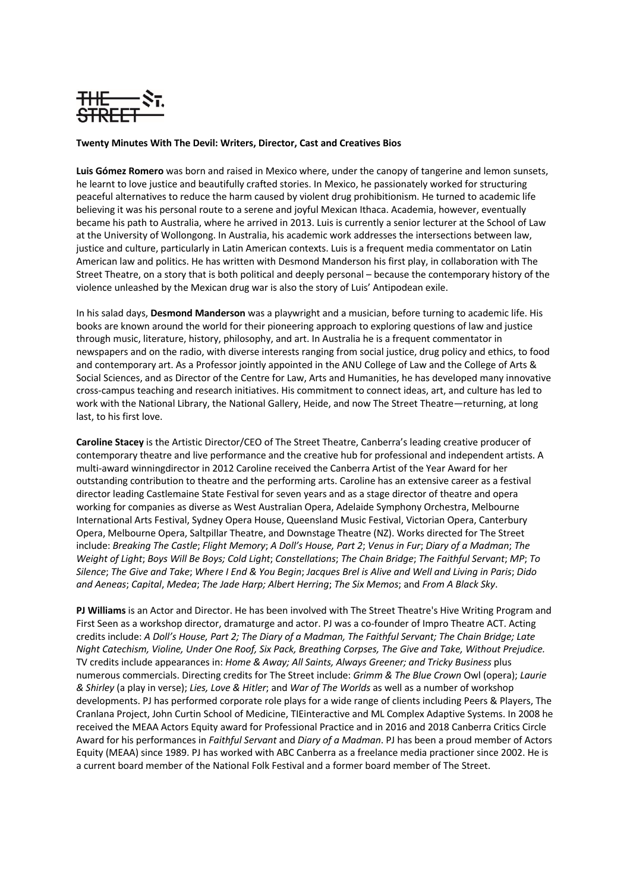**Twenty Minutes With The Devil: Writers, Director, Cast and Creatives Bios**

**Luis Gómez Romero** was born and raised in Mexico where, under the canopy of tangerine and lemon sunsets, he learnt to love justice and beautifully crafted stories. In Mexico, he passionately worked for structuring peaceful alternatives to reduce the harm caused by violent drug prohibitionism. He turned to academic life believing it was his personal route to a serene and joyful Mexican Ithaca. Academia, however, eventually became his path to Australia, where he arrived in 2013. Luis is currently a senior lecturer at the School of Law at the University of Wollongong. In Australia, his academic work addresses the intersections between law, justice and culture, particularly in Latin American contexts. Luis is a frequent media commentator on Latin American law and politics. He has written with Desmond Manderson his first play, in collaboration with The Street Theatre, on a story that is both political and deeply personal – because the contemporary history of the violence unleashed by the Mexican drug war is also the story of Luis' Antipodean exile.

In his salad days, **Desmond Manderson** was a playwright and a musician, before turning to academic life. His books are known around the world for their pioneering approach to exploring questions of law and justice through music, literature, history, philosophy, and art. In Australia he is a frequent commentator in newspapers and on the radio, with diverse interests ranging from social justice, drug policy and ethics, to food and contemporary art. As a Professor jointly appointed in the ANU College of Law and the College of Arts & Social Sciences, and as Director of the Centre for Law, Arts and Humanities, he has developed many innovative cross-campus teaching and research initiatives. His commitment to connect ideas, art, and culture has led to work with the National Library, the National Gallery, Heide, and now The Street Theatre—returning, at long last, to his first love.

**Caroline Stacey** is the Artistic Director/CEO of The Street Theatre, Canberra's leading creative producer of contemporary theatre and live performance and the creative hub for professional and independent artists. A multi-award winningdirector in 2012 Caroline received the Canberra Artist of the Year Award for her outstanding contribution to theatre and the performing arts. Caroline has an extensive career as a festival director leading Castlemaine State Festival for seven years and as a stage director of theatre and opera working for companies as diverse as West Australian Opera, Adelaide Symphony Orchestra, Melbourne International Arts Festival, Sydney Opera House, Queensland Music Festival, Victorian Opera, Canterbury Opera, Melbourne Opera, Saltpillar Theatre, and Downstage Theatre (NZ). Works directed for The Street include: *Breaking The Castle*; *Flight Memory*; *A Doll's House, Part 2*; *Venus in Fur*; *Diary of a Madman*; *The Weight of Light*; *Boys Will Be Boys; Cold Light*; *Constellations*; *The Chain Bridge*; *The Faithful Servant*; *MP*; *To Silence*; *The Give and Take*; *Where I End & You Begin*; *Jacques Brel is Alive and Well and Living in Paris*; *Dido and Aeneas*; *Capital*, *Medea*; *The Jade Harp; Albert Herring*; *The Six Memos*; and *From A Black Sky*.

**PJ Williams** is an Actor and Director. He has been involved with The Street Theatre's Hive Writing Program and First Seen as a workshop director, dramaturge and actor. PJ was a co-founder of Impro Theatre ACT. Acting credits include: *A Doll's House, Part 2; The Diary of a Madman, The Faithful Servant; The Chain Bridge; Late Night Catechism, Violine, Under One Roof, Six Pack, Breathing Corpses, The Give and Take, Without Prejudice.* TV credits include appearances in: *Home & Away; All Saints, Always Greener; and Tricky Business* plus numerous commercials. Directing credits for The Street include: *Grimm & The Blue Crown* Owl (opera); *Laurie & Shirley* (a play in verse); *Lies, Love & Hitler*; and *War of The Worlds* as well as a number of workshop developments. PJ has performed corporate role plays for a wide range of clients including Peers & Players, The Cranlana Project, John Curtin School of Medicine, TIEinteractive and ML Complex Adaptive Systems. In 2008 he received the MEAA Actors Equity award for Professional Practice and in 2016 and 2018 Canberra Critics Circle Award for his performances in *Faithful Servant* and *Diary of a Madman*. PJ has been a proud member of Actors Equity (MEAA) since 1989. PJ has worked with ABC Canberra as a freelance media practioner since 2002. He is a current board member of the National Folk Festival and a former board member of The Street.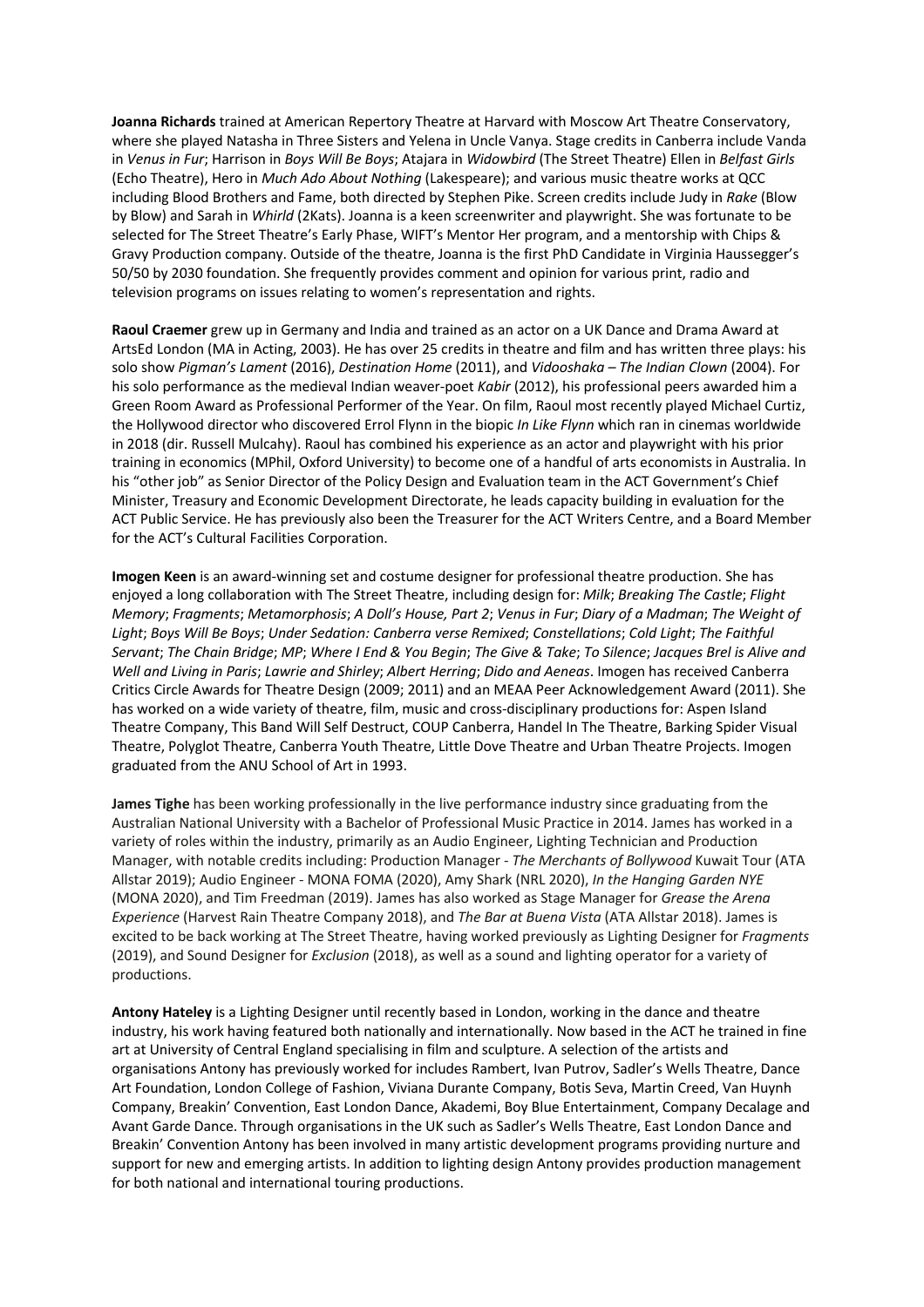**Joanna Richards** trained at American Repertory Theatre at Harvard with Moscow Art Theatre Conservatory, where she played Natasha in Three Sisters and Yelena in Uncle Vanya. Stage credits in Canberra include Vanda in *Venus in Fur*; Harrison in *Boys Will Be Boys*; Atajara in *Widowbird* (The Street Theatre) Ellen in *Belfast Girls* (Echo Theatre), Hero in *Much Ado About Nothing* (Lakespeare); and various music theatre works at QCC including Blood Brothers and Fame, both directed by Stephen Pike. Screen credits include Judy in *Rake* (Blow by Blow) and Sarah in *Whirld* (2Kats). Joanna is a keen screenwriter and playwright. She was fortunate to be selected for The Street Theatre's Early Phase, WIFT's Mentor Her program, and a mentorship with Chips & Gravy Production company. Outside of the theatre, Joanna is the first PhD Candidate in Virginia Haussegger's 50/50 by 2030 foundation. She frequently provides comment and opinion for various print, radio and television programs on issues relating to women's representation and rights.

**Raoul Craemer** grew up in Germany and India and trained as an actor on a UK Dance and Drama Award at ArtsEd London (MA in Acting, 2003). He has over 25 credits in theatre and film and has written three plays: his solo show *Pigman's Lament* (2016), *Destination Home* (2011), and *Vidooshaka – The Indian Clown* (2004). For his solo performance as the medieval Indian weaver-poet *Kabir* (2012), his professional peers awarded him a Green Room Award as Professional Performer of the Year. On film, Raoul most recently played Michael Curtiz, the Hollywood director who discovered Errol Flynn in the biopic *In Like Flynn* which ran in cinemas worldwide in 2018 (dir. Russell Mulcahy). Raoul has combined his experience as an actor and playwright with his prior training in economics (MPhil, Oxford University) to become one of a handful of arts economists in Australia. In his "other job" as Senior Director of the Policy Design and Evaluation team in the ACT Government's Chief Minister, Treasury and Economic Development Directorate, he leads capacity building in evaluation for the ACT Public Service. He has previously also been the Treasurer for the ACT Writers Centre, and a Board Member for the ACT's Cultural Facilities Corporation.

**Imogen Keen** is an award-winning set and costume designer for professional theatre production. She has enjoyed a long collaboration with The Street Theatre, including design for: *Milk*; *Breaking The Castle*; *Flight Memory*; *Fragments*; *Metamorphosis*; *A Doll's House, Part 2*; *Venus in Fur*; *Diary of a Madman*; *The Weight of Light*; *Boys Will Be Boys*; *Under Sedation: Canberra verse Remixed*; *Constellations*; *Cold Light*; *The Faithful Servant*; *The Chain Bridge*; *MP*; *Where I End & You Begin*; *The Give & Take*; *To Silence*; *Jacques Brel is Alive and Well and Living in Paris*; *Lawrie and Shirley*; *Albert Herring*; *Dido and Aeneas*. Imogen has received Canberra Critics Circle Awards for Theatre Design (2009; 2011) and an MEAA Peer Acknowledgement Award (2011). She has worked on a wide variety of theatre, film, music and cross-disciplinary productions for: Aspen Island Theatre Company, This Band Will Self Destruct, COUP Canberra, Handel In The Theatre, Barking Spider Visual Theatre, Polyglot Theatre, Canberra Youth Theatre, Little Dove Theatre and Urban Theatre Projects. Imogen graduated from the ANU School of Art in 1993.

**James Tighe** has been working professionally in the live performance industry since graduating from the Australian National University with a Bachelor of Professional Music Practice in 2014. James has worked in a variety of roles within the industry, primarily as an Audio Engineer, Lighting Technician and Production Manager, with notable credits including: Production Manager - *The Merchants of Bollywood* Kuwait Tour (ATA Allstar 2019); Audio Engineer - MONA FOMA (2020), Amy Shark (NRL 2020), *In the Hanging Garden NYE* (MONA 2020), and Tim Freedman (2019). James has also worked as Stage Manager for *Grease the Arena Experience* (Harvest Rain Theatre Company 2018), and *The Bar at Buena Vista* (ATA Allstar 2018). James is excited to be back working at The Street Theatre, having worked previously as Lighting Designer for *Fragments* (2019), and Sound Designer for *Exclusion* (2018), as well as a sound and lighting operator for a variety of productions.

**Antony Hateley** is a Lighting Designer until recently based in London, working in the dance and theatre industry, his work having featured both nationally and internationally. Now based in the ACT he trained in fine art at University of Central England specialising in film and sculpture. A selection of the artists and organisations Antony has previously worked for includes Rambert, Ivan Putrov, Sadler's Wells Theatre, Dance Art Foundation, London College of Fashion, Viviana Durante Company, Botis Seva, Martin Creed, Van Huynh Company, Breakin' Convention, East London Dance, Akademi, Boy Blue Entertainment, Company Decalage and Avant Garde Dance. Through organisations in the UK such as Sadler's Wells Theatre, East London Dance and Breakin' Convention Antony has been involved in many artistic development programs providing nurture and support for new and emerging artists. In addition to lighting design Antony provides production management for both national and international touring productions.